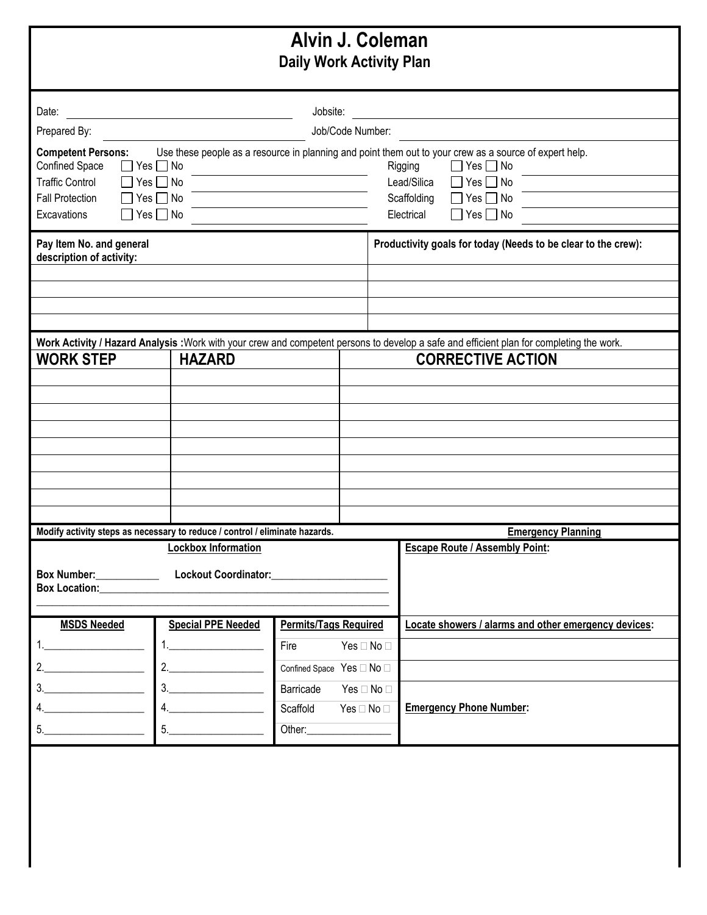# Alvin J. Coleman

## Daily Work Activity Plan

Date: ______________________ Jobsite: ______________________

Prepared By: ______________________ Job/Code Number: ______________________

**Competent Persons:** Use these people as a resource in planning and point them out to your crew as a source of expert help.

| | | | | | |
|---|---|---|---|---|---|
| Confined Space | ☐ Yes ☐ No | | Rigging | ☐ Yes ☐ No | |
| Traffic Control | ☐ Yes ☐ No | | Lead/Silica | ☐ Yes ☐ No | |
| Fall Protection | ☐ Yes ☐ No | | Scaffolding | ☐ Yes ☐ No | |
| Excavations | ☐ Yes ☐ No | | Electrical | ☐ Yes ☐ No | |

| **Pay Item No. and general description of activity:** | **Productivity goals for today (Needs to be clear to the crew):** |
|---|---|
| | |
| | |
| | |
| | |

**Work Activity / Hazard Analysis :** Work with your crew and competent persons to develop a safe and efficient plan for completing the work.

| WORK STEP | HAZARD | CORRECTIVE ACTION |
|---|---|---|
| | | |
| | | |
| | | |
| | | |
| | | |
| | | |
| | | |
| | | |
| | | |

**Modify activity steps as necessary to reduce / control / eliminate hazards.**

**Emergency Planning**

**Lockbox Information**

**Box Number:**____________ **Lockout Coordinator:**______________________

**Box Location:**__________________________________________________________

**Escape Route / Assembly Point:**

| MSDS Needed | Special PPE Needed | Permits/Tags Required |
|---|---|---|
| 1.__________ | 1.__________ | Fire Yes ☐ No ☐ |
| 2.__________ | 2.__________ | Confined Space Yes ☐ No ☐ |
| 3.__________ | 3.__________ | Barricade Yes ☐ No ☐ |
| 4.__________ | 4.__________ | Scaffold Yes ☐ No ☐ |
| 5.__________ | 5.__________ | Other:__________ |

**Locate showers / alarms and other emergency devices:**

**Emergency Phone Number:**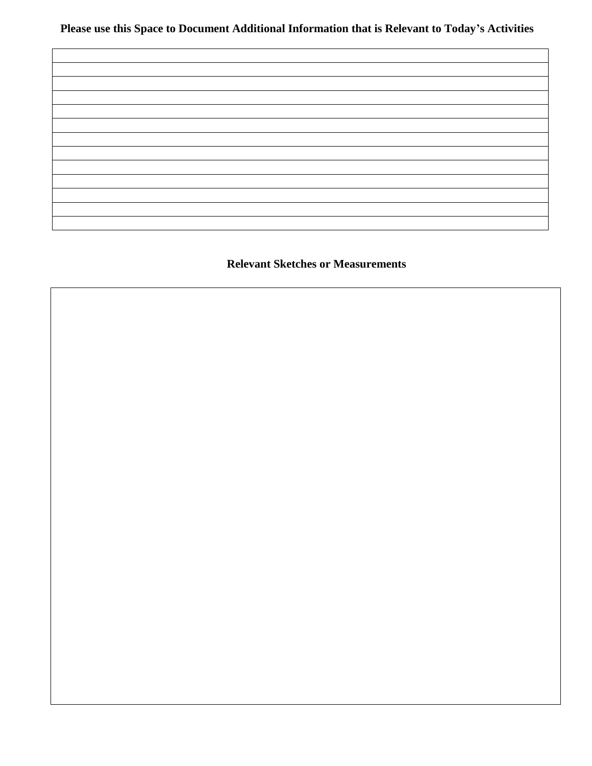**Please use this Space to Document Additional Information that is Relevant to Today's Activities**

| |
|---|
| |
| |
| |
| |
| |
| |
| |
| |
| |
| |
| |
| |

**Relevant Sketches or Measurements**